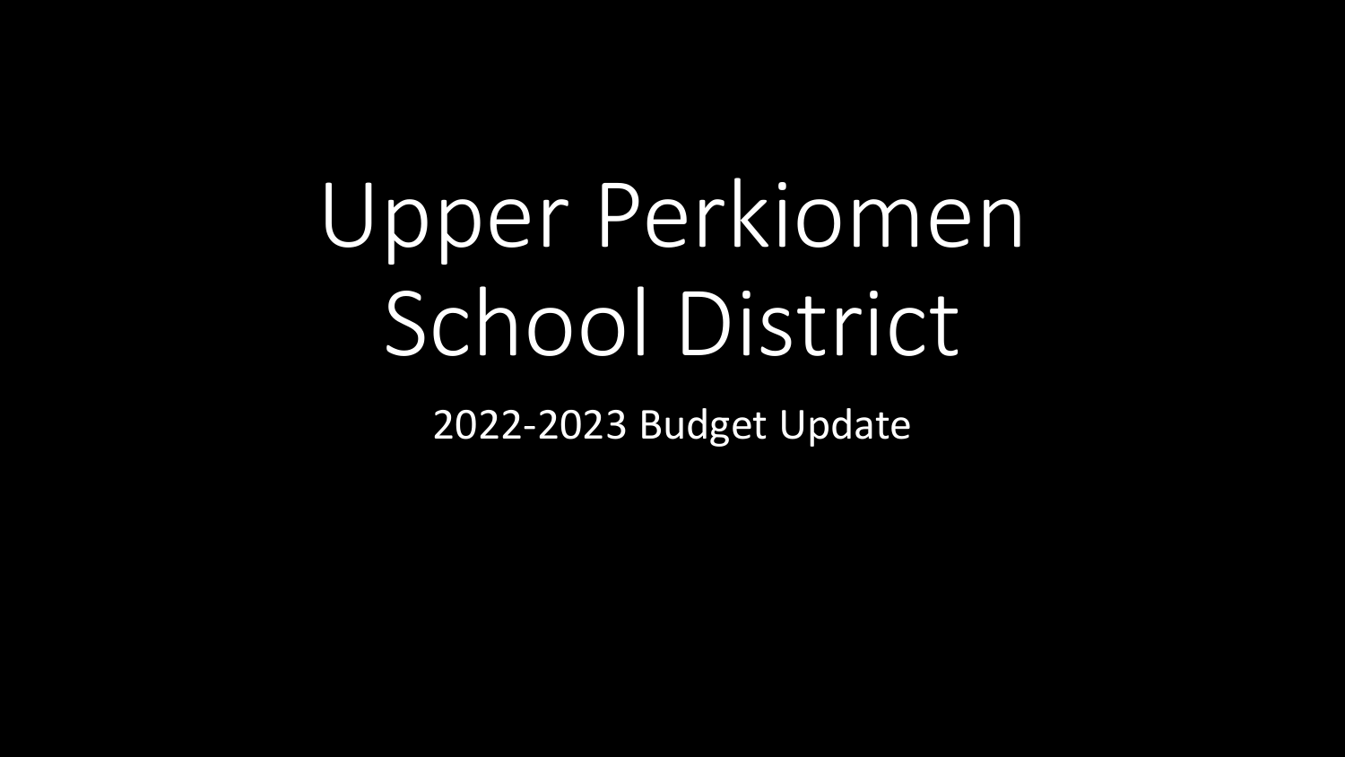# Upper Perkiomen School District

2022-2023 Budget Update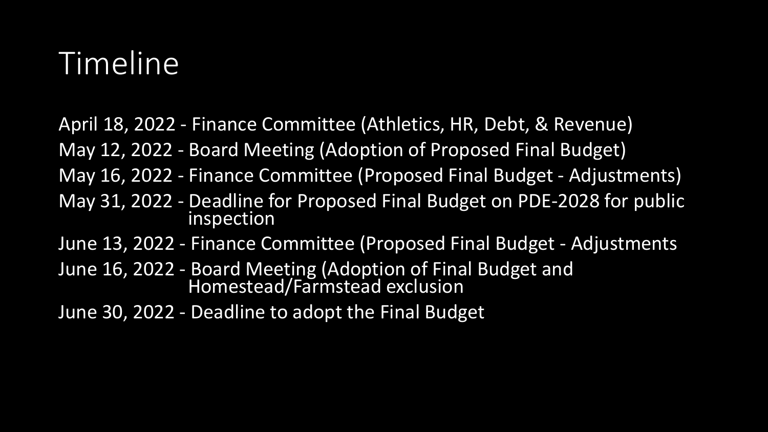# Timeline

April 18, 2022 - Finance Committee (Athletics, HR, Debt, & Revenue)

May 12, 2022 - Board Meeting (Adoption of Proposed Final Budget)

May 16, 2022 - Finance Committee (Proposed Final Budget - Adjustments)

May 31, 2022 - Deadline for Proposed Final Budget on PDE-2028 for public inspection

June 13, 2022 - Finance Committee (Proposed Final Budget - Adjustments

June 16, 2022 - Board Meeting (Adoption of Final Budget and Homestead/Farmstead exclusion

June 30, 2022 - Deadline to adopt the Final Budget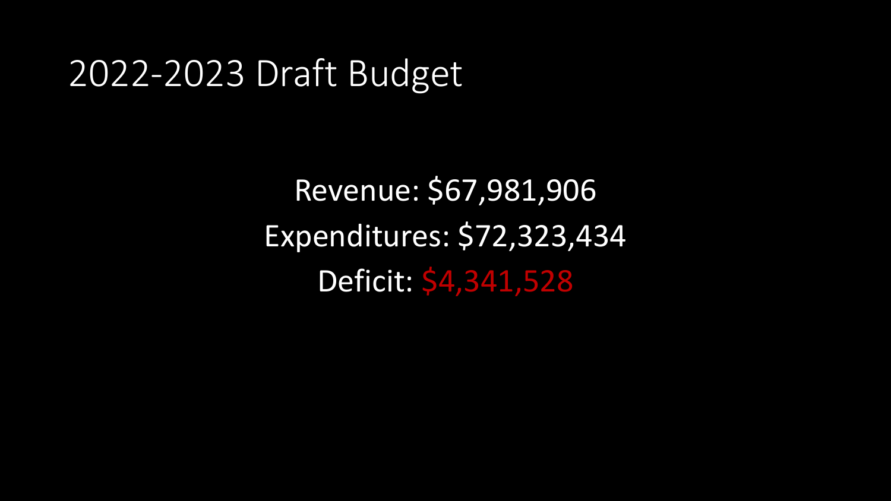# 2022-2023 Draft Budget

Revenue: $67,981,906

Expenditures: $72,323,434

Deficit: $4,341,528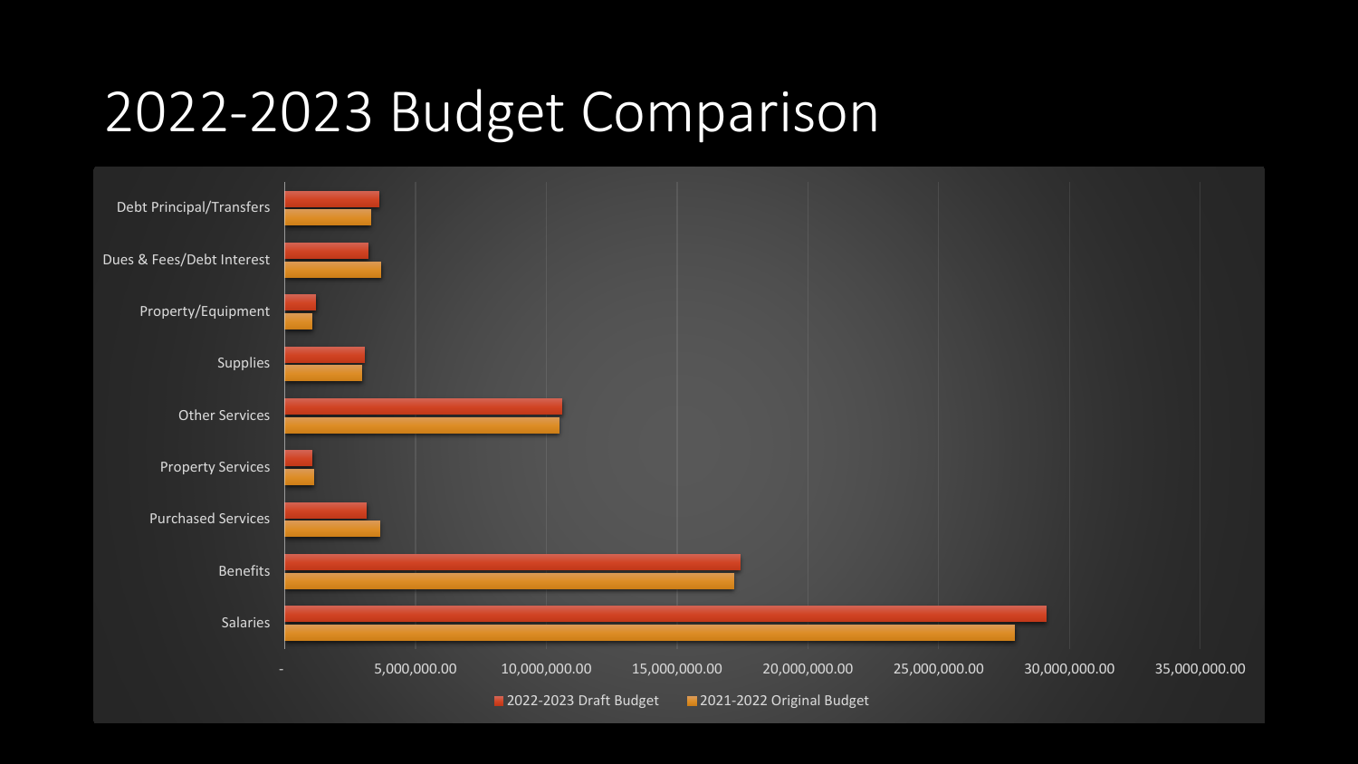# 2022-2023 Budget Comparison

Debt Principal/Transfers

Dues & Fees/Debt Interest

Property/Equipment

Supplies

Other Services

Property Services

Purchased Services

Benefits

Salaries

- 5,000,000.00 10,000,000.00 15,000,000.00 20,000,000.00 25,000,000.00 30,000,000.00 35,000,000.00

2022-2023 Draft Budget | 2021-2022 Original Budget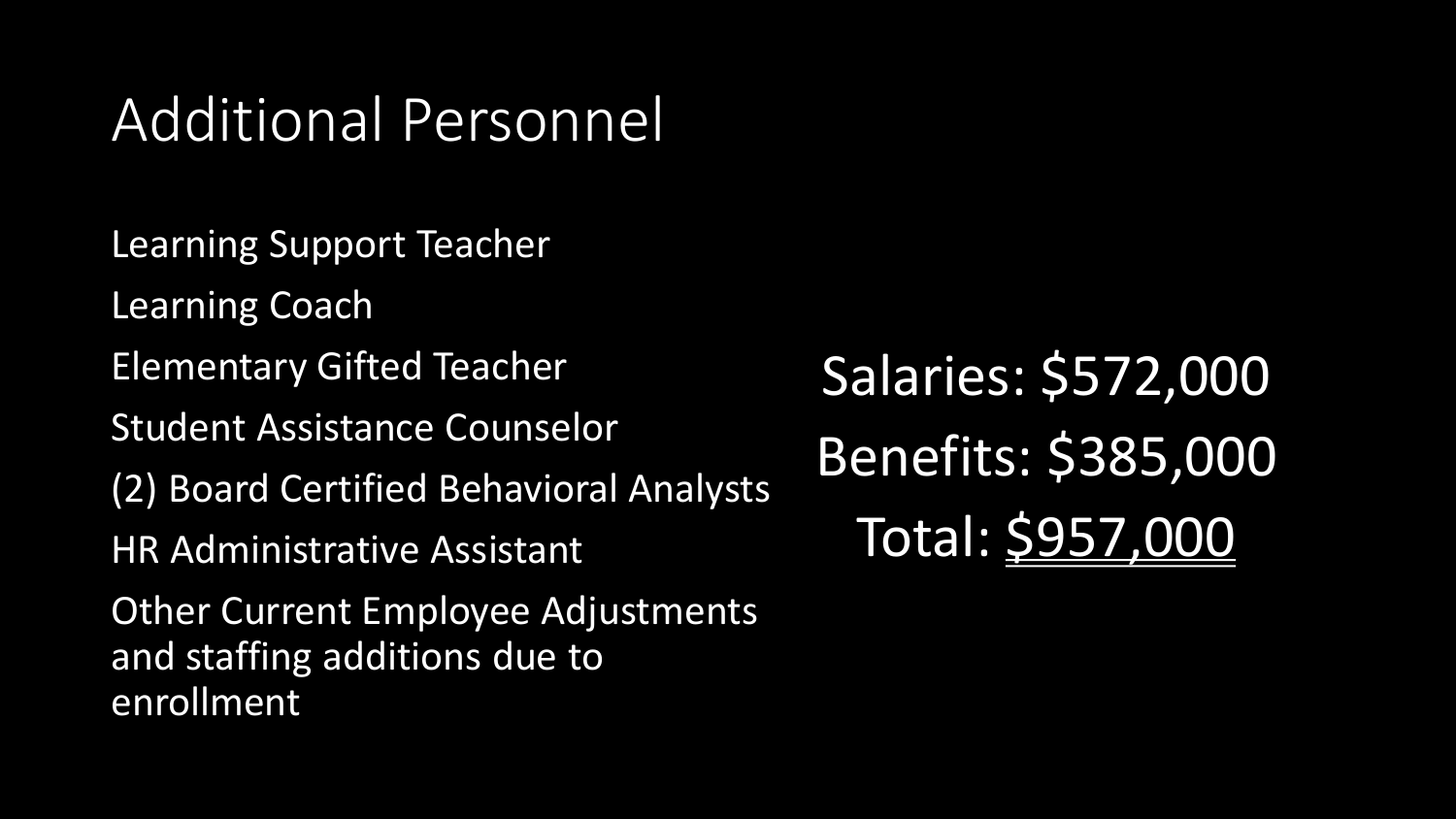# Additional Personnel

- Learning Support Teacher
- Learning Coach
- Elementary Gifted Teacher
- Student Assistance Counselor
- (2) Board Certified Behavioral Analysts
- HR Administrative Assistant
- Other Current Employee Adjustments and staffing additions due to enrollment

Salaries: $572,000

Benefits: $385,000

Total: <u>$957,000</u>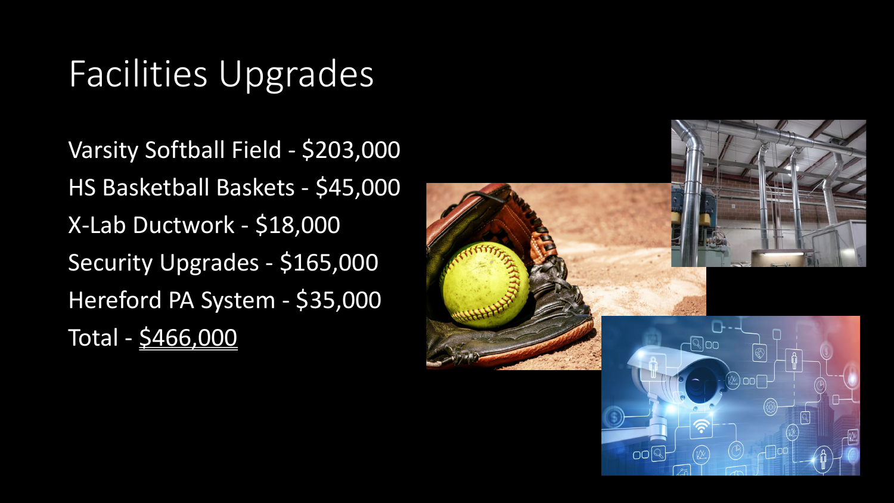# Facilities Upgrades

Varsity Softball Field - $203,000

HS Basketball Baskets - $45,000

X-Lab Ductwork - $18,000

Security Upgrades - $165,000

Hereford PA System - $35,000

Total - $466,000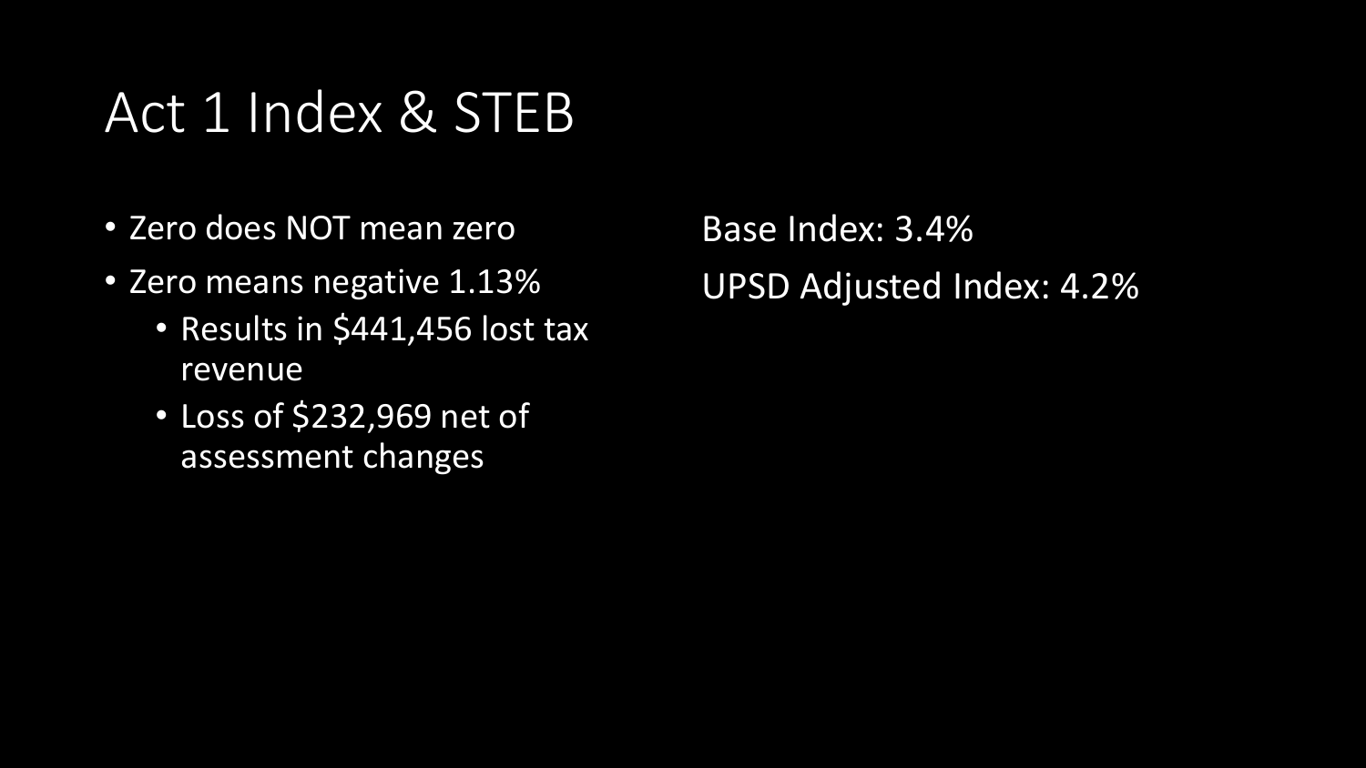# Act 1 Index & STEB

- Zero does NOT mean zero
- Zero means negative 1.13%
  - Results in $441,456 lost tax revenue
  - Loss of $232,969 net of assessment changes

Base Index: 3.4%

UPSD Adjusted Index: 4.2%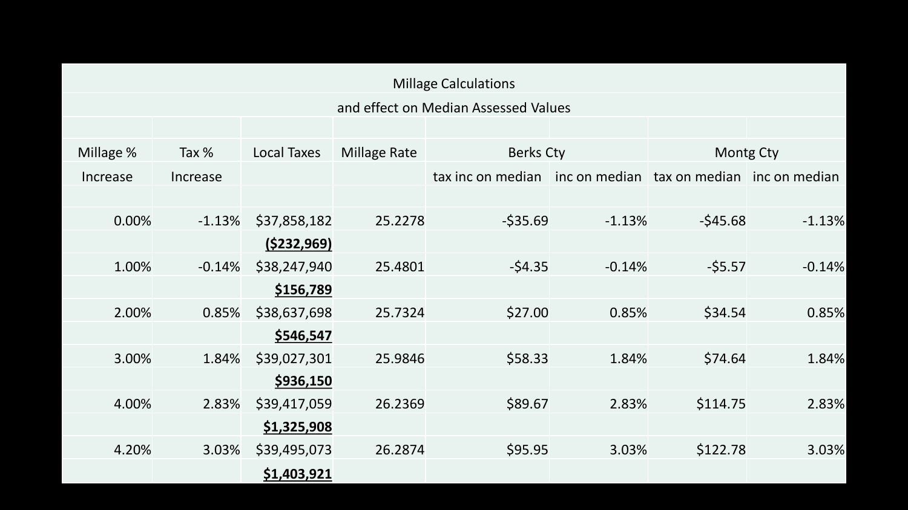Millage Calculations

and effect on Median Assessed Values

| Millage % | Tax % | Local Taxes | Millage Rate | Berks Cty | | Montg Cty | |
|---|---|---|---|---|---|---|---|
| Increase | Increase | | | tax inc on median | inc on median | tax on median | inc on median |
| 0.00% | -1.13% | $37,858,182 | 25.2278 | -$35.69 | -1.13% | -$45.68 | -1.13% |
| | | **($232,969)** | | | | | |
| 1.00% | -0.14% | $38,247,940 | 25.4801 | -$4.35 | -0.14% | -$5.57 | -0.14% |
| | | **$156,789** | | | | | |
| 2.00% | 0.85% | $38,637,698 | 25.7324 | $27.00 | 0.85% | $34.54 | 0.85% |
| | | **$546,547** | | | | | |
| 3.00% | 1.84% | $39,027,301 | 25.9846 | $58.33 | 1.84% | $74.64 | 1.84% |
| | | **$936,150** | | | | | |
| 4.00% | 2.83% | $39,417,059 | 26.2369 | $89.67 | 2.83% | $114.75 | 2.83% |
| | | **$1,325,908** | | | | | |
| 4.20% | 3.03% | $39,495,073 | 26.2874 | $95.95 | 3.03% | $122.78 | 3.03% |
| | | **$1,403,921** | | | | | |